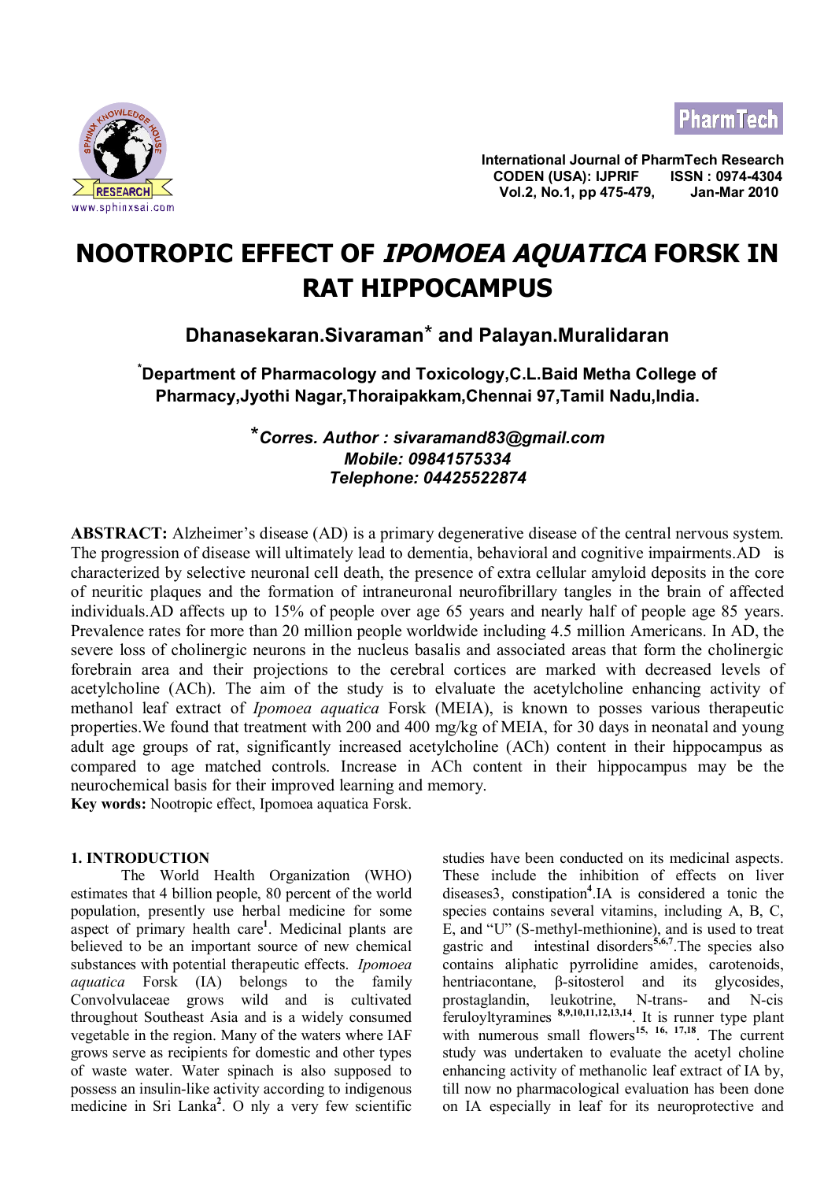# NOOTROPIC EFFECT OF *IPOMOEA AQUATICA* FORSK IN RAT HIPPOCAMPUS

**Dhanasekaran.Sivaraman*** **and Palayan.Muralidaran**

***Department of Pharmacology and Toxicology,C.L.Baid Metha College of Pharmacy,Jyothi Nagar,Thoraipakkam,Chennai 97,Tamil Nadu,India.**

***Corres. Author : sivaramand83@gmail.com**
***Mobile: 09841575334***
***Telephone: 04425522874***

**ABSTRACT:** Alzheimer's disease (AD) is a primary degenerative disease of the central nervous system. The progression of disease will ultimately lead to dementia, behavioral and cognitive impairments.AD is characterized by selective neuronal cell death, the presence of extra cellular amyloid deposits in the core of neuritic plaques and the formation of intraneuronal neurofibrillary tangles in the brain of affected individuals.AD affects up to 15% of people over age 65 years and nearly half of people age 85 years. Prevalence rates for more than 20 million people worldwide including 4.5 million Americans. In AD, the severe loss of cholinergic neurons in the nucleus basalis and associated areas that form the cholinergic forebrain area and their projections to the cerebral cortices are marked with decreased levels of acetylcholine (ACh). The aim of the study is to elvaluate the acetylcholine enhancing activity of methanol leaf extract of *Ipomoea aquatica* Forsk (MEIA), is known to posses various therapeutic properties.We found that treatment with 200 and 400 mg/kg of MEIA, for 30 days in neonatal and young adult age groups of rat, significantly increased acetylcholine (ACh) content in their hippocampus as compared to age matched controls. Increase in ACh content in their hippocampus may be the neurochemical basis for their improved learning and memory.

**Key words:** Nootropic effect, Ipomoea aquatica Forsk.

## 1. INTRODUCTION

The World Health Organization (WHO) estimates that 4 billion people, 80 percent of the world population, presently use herbal medicine for some aspect of primary health care[1]. Medicinal plants are believed to be an important source of new chemical substances with potential therapeutic effects. *Ipomoea aquatica* Forsk (IA) belongs to the family Convolvulaceae grows wild and is cultivated throughout Southeast Asia and is a widely consumed vegetable in the region. Many of the waters where IAF grows serve as recipients for domestic and other types of waste water. Water spinach is also supposed to possess an insulin-like activity according to indigenous medicine in Sri Lanka[2]. O nly a very few scientific studies have been conducted on its medicinal aspects. These include the inhibition of effects on liver diseases3, constipation[4].IA is considered a tonic the species contains several vitamins, including A, B, C, E, and "U" (S-methyl-methionine), and is used to treat gastric and intestinal disorders[5,6,7].The species also contains aliphatic pyrrolidine amides, carotenoids, hentriacontane, β-sitosterol and its glycosides, prostaglandin, leukotrine, N-trans- and N-cis feruloyltyramines [8,9,10,11,12,13,14]. It is runner type plant with numerous small flowers[15, 16, 17,18]. The current study was undertaken to evaluate the acetyl choline enhancing activity of methanolic leaf extract of IA by, till now no pharmacological evaluation has been done on IA especially in leaf for its neuroprotective and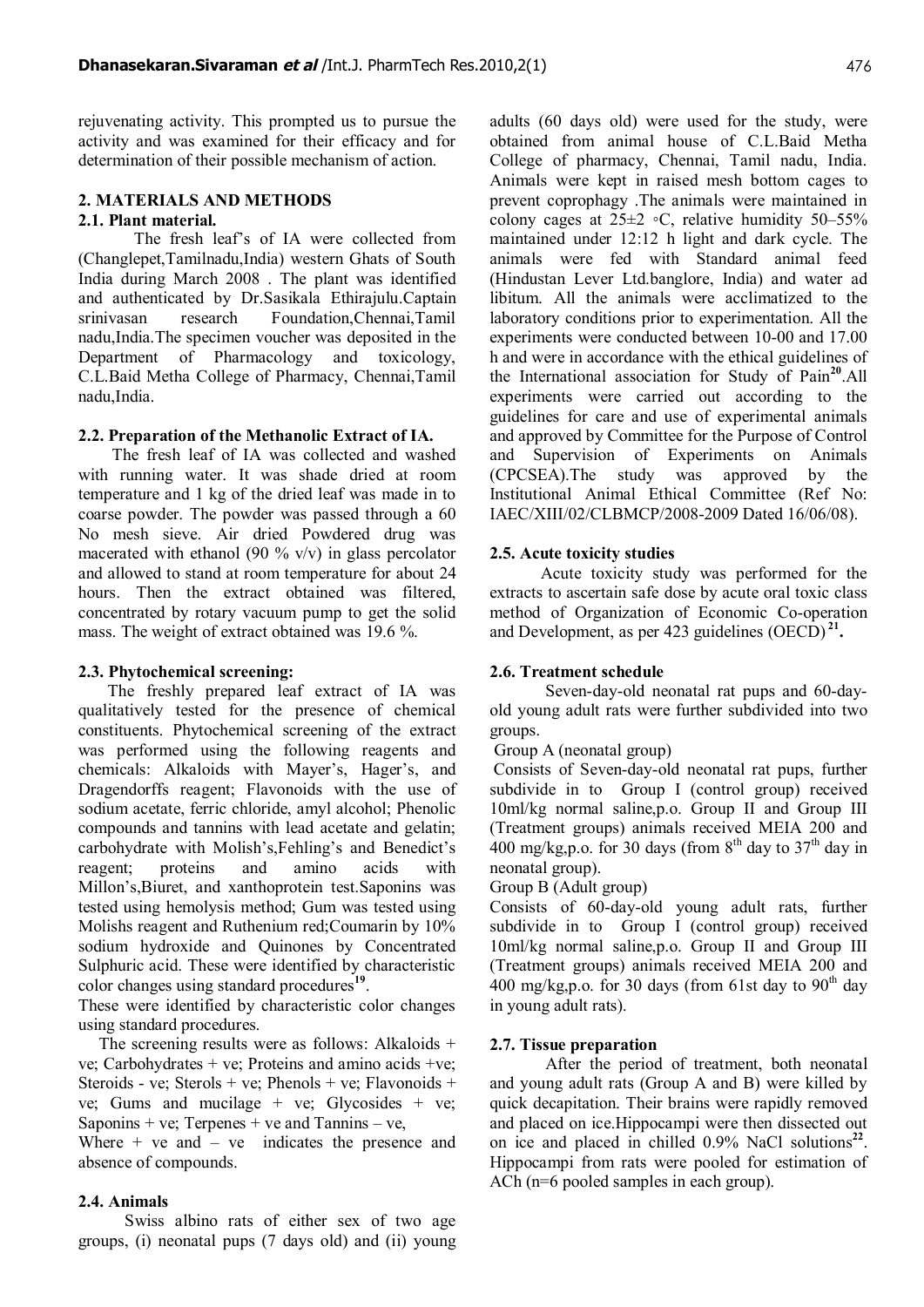rejuvenating activity. This prompted us to pursue the activity and was examined for their efficacy and for determination of their possible mechanism of action.

## 2. MATERIALS AND METHODS

### 2.1. Plant material.

The fresh leaf's of IA were collected from (Changlepet,Tamilnadu,India) western Ghats of South India during March 2008 . The plant was identified and authenticated by Dr.Sasikala Ethirajulu.Captain srinivasan research Foundation,Chennai,Tamil nadu,India.The specimen voucher was deposited in the Department of Pharmacology and toxicology, C.L.Baid Metha College of Pharmacy, Chennai,Tamil nadu,India.

### 2.2. Preparation of the Methanolic Extract of IA.

The fresh leaf of IA was collected and washed with running water. It was shade dried at room temperature and 1 kg of the dried leaf was made in to coarse powder. The powder was passed through a 60 No mesh sieve. Air dried Powdered drug was macerated with ethanol (90 % v/v) in glass percolator and allowed to stand at room temperature for about 24 hours. Then the extract obtained was filtered, concentrated by rotary vacuum pump to get the solid mass. The weight of extract obtained was 19.6 %.

### 2.3. Phytochemical screening:

The freshly prepared leaf extract of IA was qualitatively tested for the presence of chemical constituents. Phytochemical screening of the extract was performed using the following reagents and chemicals: Alkaloids with Mayer's, Hager's, and Dragendorffs reagent; Flavonoids with the use of sodium acetate, ferric chloride, amyl alcohol; Phenolic compounds and tannins with lead acetate and gelatin; carbohydrate with Molish's,Fehling's and Benedict's reagent; proteins and amino acids with Millon's,Biuret, and xanthoprotein test.Saponins was tested using hemolysis method; Gum was tested using Molishs reagent and Ruthenium red;Coumarin by 10% sodium hydroxide and Quinones by Concentrated Sulphuric acid. These were identified by characteristic color changes using standard procedures[19].

These were identified by characteristic color changes using standard procedures.

The screening results were as follows: Alkaloids + ve; Carbohydrates + ve; Proteins and amino acids +ve; Steroids - ve; Sterols + ve; Phenols + ve; Flavonoids + ve; Gums and mucilage + ve; Glycosides + ve; Saponins + ve; Terpenes + ve and Tannins – ve,

Where + ve and – ve indicates the presence and absence of compounds.

### 2.4. Animals

Swiss albino rats of either sex of two age groups, (i) neonatal pups (7 days old) and (ii) young adults (60 days old) were used for the study, were obtained from animal house of C.L.Baid Metha College of pharmacy, Chennai, Tamil nadu, India. Animals were kept in raised mesh bottom cages to prevent coprophagy .The animals were maintained in colony cages at 25±2 ◦C, relative humidity 50–55% maintained under 12:12 h light and dark cycle. The animals were fed with Standard animal feed (Hindustan Lever Ltd.banglore, India) and water ad libitum. All the animals were acclimatized to the laboratory conditions prior to experimentation. All the experiments were conducted between 10-00 and 17.00 h and were in accordance with the ethical guidelines of the International association for Study of Pain[20].All experiments were carried out according to the guidelines for care and use of experimental animals and approved by Committee for the Purpose of Control and Supervision of Experiments on Animals (CPCSEA).The study was approved by the Institutional Animal Ethical Committee (Ref No: IAEC/XIII/02/CLBMCP/2008-2009 Dated 16/06/08).

### 2.5. Acute toxicity studies

Acute toxicity study was performed for the extracts to ascertain safe dose by acute oral toxic class method of Organization of Economic Co-operation and Development, as per 423 guidelines (OECD)[21].

### 2.6. Treatment schedule

Seven-day-old neonatal rat pups and 60-day-old young adult rats were further subdivided into two groups.

Group A (neonatal group)

Consists of Seven-day-old neonatal rat pups, further subdivide in to Group I (control group) received 10ml/kg normal saline,p.o. Group II and Group III (Treatment groups) animals received MEIA 200 and 400 mg/kg,p.o. for 30 days (from 8th day to 37th day in neonatal group).

Group B (Adult group)

Consists of 60-day-old young adult rats, further subdivide in to Group I (control group) received 10ml/kg normal saline,p.o. Group II and Group III (Treatment groups) animals received MEIA 200 and 400 mg/kg,p.o. for 30 days (from 61st day to 90th day in young adult rats).

### 2.7. Tissue preparation

After the period of treatment, both neonatal and young adult rats (Group A and B) were killed by quick decapitation. Their brains were rapidly removed and placed on ice.Hippocampi were then dissected out on ice and placed in chilled 0.9% NaCl solutions[22]. Hippocampi from rats were pooled for estimation of ACh (n=6 pooled samples in each group).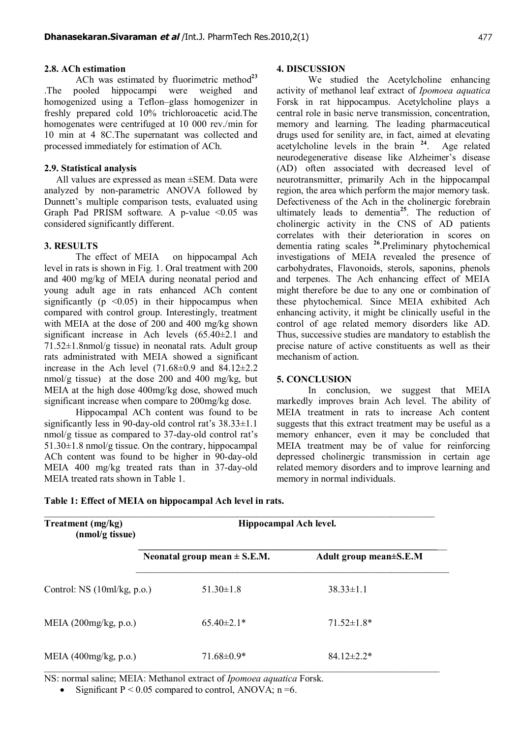### 2.8. ACh estimation

ACh was estimated by fluorimetric method[23] .The pooled hippocampi were weighed and homogenized using a Teflon–glass homogenizer in freshly prepared cold 10% trichloroacetic acid.The homogenates were centrifuged at 10 000 rev./min for 10 min at 4 8C.The supernatant was collected and processed immediately for estimation of ACh.

### 2.9. Statistical analysis

All values are expressed as mean ±SEM. Data were analyzed by non-parametric ANOVA followed by Dunnett's multiple comparison tests, evaluated using Graph Pad PRISM software. A p-value <0.05 was considered significantly different.

## 3. RESULTS

The effect of MEIA on hippocampal Ach level in rats is shown in Fig. 1. Oral treatment with 200 and 400 mg/kg of MEIA during neonatal period and young adult age in rats enhanced ACh content significantly ($p < 0.05$) in their hippocampus when compared with control group. Interestingly, treatment with MEIA at the dose of 200 and 400 mg/kg shown significant increase in Ach levels (65.40±2.1 and 71.52±1.8nmol/g tissue) in neonatal rats. Adult group rats administrated with MEIA showed a significant increase in the Ach level (71.68±0.9 and 84.12±2.2 nmol/g tissue) at the dose 200 and 400 mg/kg, but MEIA at the high dose 400mg/kg dose, showed much significant increase when compare to 200mg/kg dose.

Hippocampal ACh content was found to be significantly less in 90-day-old control rat's 38.33±1.1 nmol/g tissue as compared to 37-day-old control rat's 51.30±1.8 nmol/g tissue. On the contrary, hippocampal ACh content was found to be higher in 90-day-old MEIA 400 mg/kg treated rats than in 37-day-old MEIA treated rats shown in Table 1.

## 4. DISCUSSION

We studied the Acetylcholine enhancing activity of methanol leaf extract of *Ipomoea aquatica* Forsk in rat hippocampus. Acetylcholine plays a central role in basic nerve transmission, concentration, memory and learning. The leading pharmaceutical drugs used for senility are, in fact, aimed at elevating acetylcholine levels in the brain [24]. Age related neurodegenerative disease like Alzheimer's disease (AD) often associated with decreased level of neurotransmitter, primarily Ach in the hippocampal region, the area which perform the major memory task. Defectiveness of the Ach in the cholinergic forebrain ultimately leads to dementia[25]. The reduction of cholinergic activity in the CNS of AD patients correlates with their deterioration in scores on dementia rating scales [26].Preliminary phytochemical investigations of MEIA revealed the presence of carbohydrates, Flavonoids, sterols, saponins, phenols and terpenes. The Ach enhancing effect of MEIA might therefore be due to any one or combination of these phytochemical. Since MEIA exhibited Ach enhancing activity, it might be clinically useful in the control of age related memory disorders like AD. Thus, successive studies are mandatory to establish the precise nature of active constituents as well as their mechanism of action.

## 5. CONCLUSION

In conclusion, we suggest that MEIA markedly improves brain Ach level. The ability of MEIA treatment in rats to increase Ach content suggests that this extract treatment may be useful as a memory enhancer, even it may be concluded that MEIA treatment may be of value for reinforcing depressed cholinergic transmission in certain age related memory disorders and to improve learning and memory in normal individuals.

**Table 1: Effect of MEIA on hippocampal Ach level in rats.**

| Treatment (mg/kg) (nmol/g tissue) | Hippocampal Ach level. | |
|---|---|---|
| | Neonatal group mean ± S.E.M. | Adult group mean±S.E.M |
| Control: NS (10ml/kg, p.o.) | 51.30±1.8 | 38.33±1.1 |
| MEIA (200mg/kg, p.o.) | 65.40±2.1* | 71.52±1.8* |
| MEIA (400mg/kg, p.o.) | 71.68±0.9* | 84.12±2.2* |

NS: normal saline; MEIA: Methanol extract of *Ipomoea aquatica* Forsk.

- Significant $P < 0.05$ compared to control, ANOVA; $n = 6$.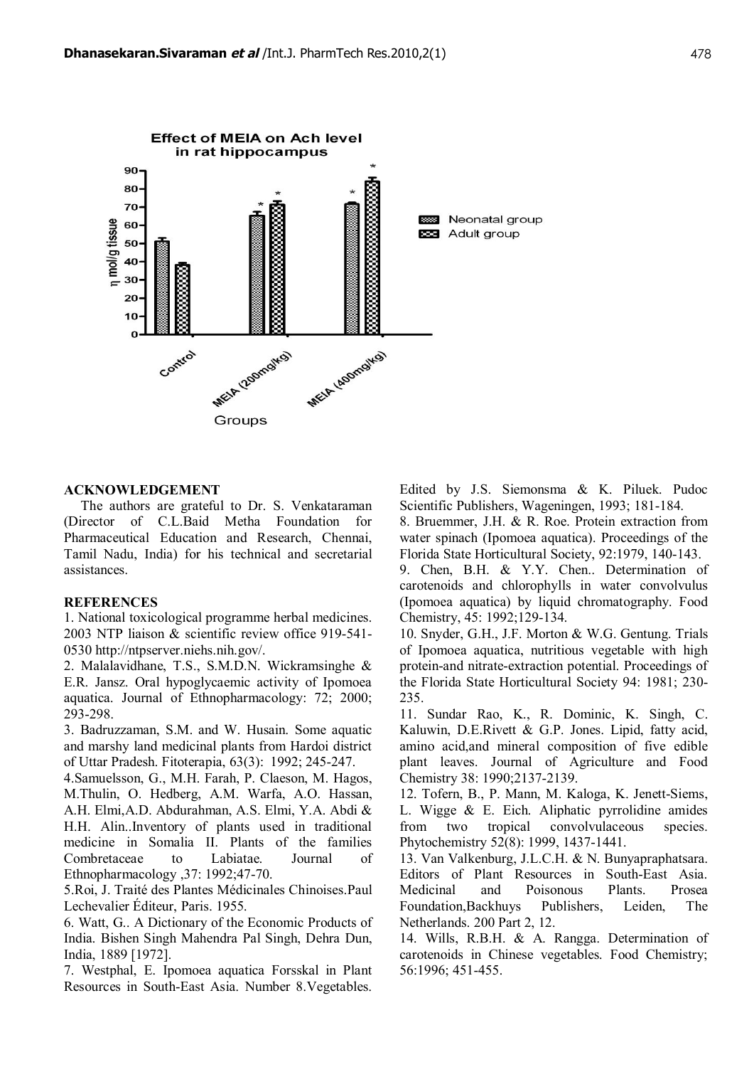Effect of MEIA on Ach level in rat hippocampus

## ACKNOWLEDGEMENT

The authors are grateful to Dr. S. Venkataraman (Director of C.L.Baid Metha Foundation for Pharmaceutical Education and Research, Chennai, Tamil Nadu, India) for his technical and secretarial assistances.

## REFERENCES

1. National toxicological programme herbal medicines. 2003 NTP liaison & scientific review office 919-541-0530 http://ntpserver.niehs.nih.gov/.
2. Malalavidhane, T.S., S.M.D.N. Wickramsinghe & E.R. Jansz. Oral hypoglycaemic activity of Ipomoea aquatica. Journal of Ethnopharmacology: 72; 2000; 293-298.
3. Badruzzaman, S.M. and W. Husain. Some aquatic and marshy land medicinal plants from Hardoi district of Uttar Pradesh. Fitoterapia, 63(3): 1992; 245-247.
4. Samuelsson, G., M.H. Farah, P. Claeson, M. Hagos, M.Thulin, O. Hedberg, A.M. Warfa, A.O. Hassan, A.H. Elmi,A.D. Abdurahman, A.S. Elmi, Y.A. Abdi & H.H. Alin..Inventory of plants used in traditional medicine in Somalia II. Plants of the families Combretaceae to Labiatae. Journal of Ethnopharmacology ,37: 1992;47-70.
5. Roi, J. Traité des Plantes Médicinales Chinoises.Paul Lechevalier Éditeur, Paris. 1955.
6. Watt, G.. A Dictionary of the Economic Products of India. Bishen Singh Mahendra Pal Singh, Dehra Dun, India, 1889 [1972].
7. Westphal, E. Ipomoea aquatica Forsskal in Plant Resources in South-East Asia. Number 8.Vegetables. Edited by J.S. Siemonsma & K. Piluek. Pudoc Scientific Publishers, Wageningen, 1993; 181-184.
8. Bruemmer, J.H. & R. Roe. Protein extraction from water spinach (Ipomoea aquatica). Proceedings of the Florida State Horticultural Society, 92:1979, 140-143.
9. Chen, B.H. & Y.Y. Chen.. Determination of carotenoids and chlorophylls in water convolvulus (Ipomoea aquatica) by liquid chromatography. Food Chemistry, 45: 1992;129-134.
10. Snyder, G.H., J.F. Morton & W.G. Gentung. Trials of Ipomoea aquatica, nutritious vegetable with high protein-and nitrate-extraction potential. Proceedings of the Florida State Horticultural Society 94: 1981; 230-235.
11. Sundar Rao, K., R. Dominic, K. Singh, C. Kaluwin, D.E.Rivett & G.P. Jones. Lipid, fatty acid, amino acid,and mineral composition of five edible plant leaves. Journal of Agriculture and Food Chemistry 38: 1990;2137-2139.
12. Tofern, B., P. Mann, M. Kaloga, K. Jenett-Siems, L. Wigge & E. Eich. Aliphatic pyrrolidine amides from two tropical convolvulaceous species. Phytochemistry 52(8): 1999, 1437-1441.
13. Van Valkenburg, J.L.C.H. & N. Bunyapraphatsara. Editors of Plant Resources in South-East Asia. Medicinal and Poisonous Plants. Prosea Foundation,Backhuys Publishers, Leiden, The Netherlands. 200 Part 2, 12.
14. Wills, R.B.H. & A. Rangga. Determination of carotenoids in Chinese vegetables. Food Chemistry; 56:1996; 451-455.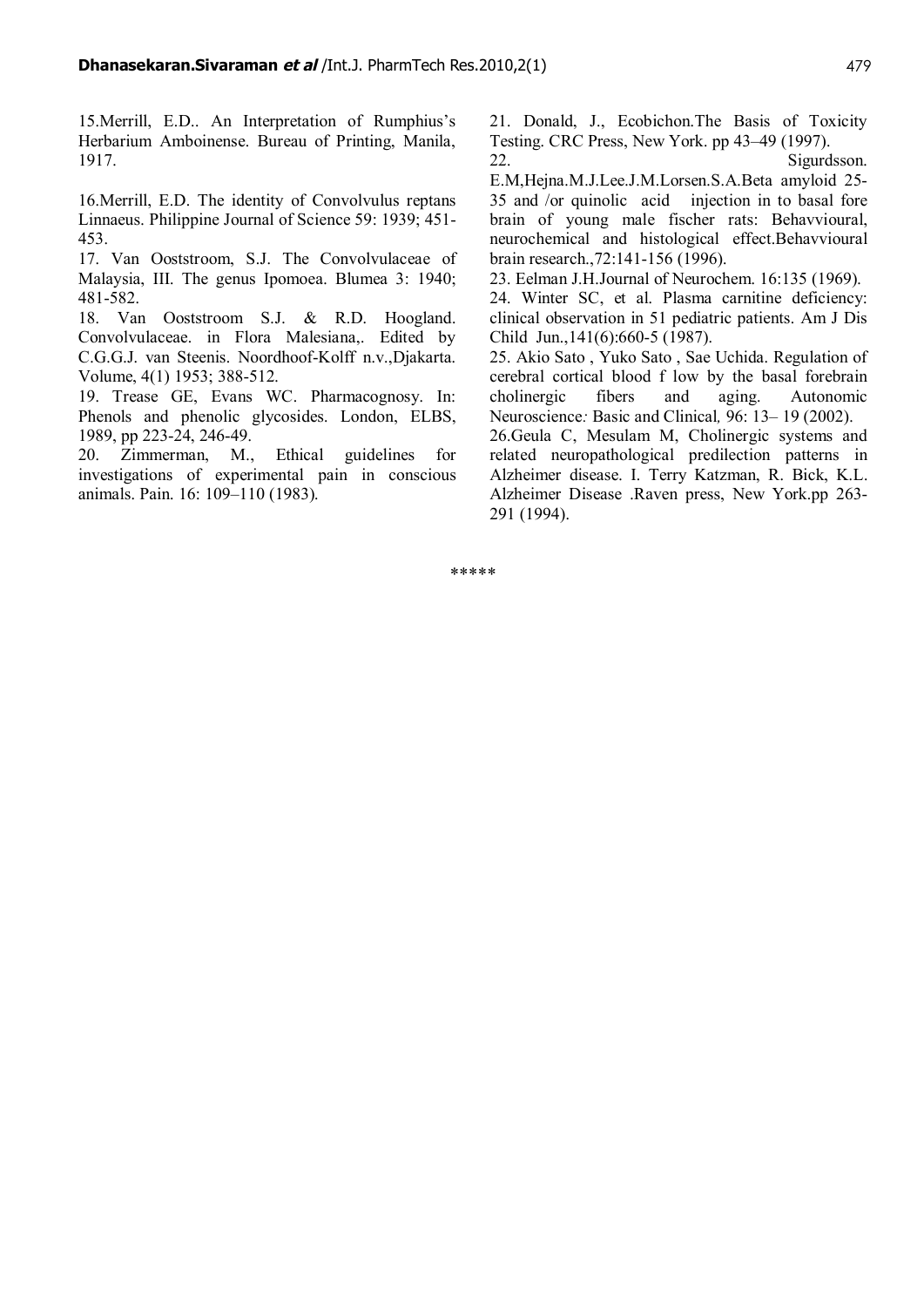15.Merrill, E.D.. An Interpretation of Rumphius's Herbarium Amboinense. Bureau of Printing, Manila, 1917.

16.Merrill, E.D. The identity of Convolvulus reptans Linnaeus. Philippine Journal of Science 59: 1939; 451-453.

17. Van Ooststroom, S.J. The Convolvulaceae of Malaysia, III. The genus Ipomoea. Blumea 3: 1940; 481-582.

18. Van Ooststroom S.J. & R.D. Hoogland. Convolvulaceae. in Flora Malesiana,. Edited by C.G.G.J. van Steenis. Noordhoof-Kolff n.v.,Djakarta. Volume, 4(1) 1953; 388-512.

19. Trease GE, Evans WC. Pharmacognosy. In: Phenols and phenolic glycosides. London, ELBS, 1989, pp 223-24, 246-49.

20. Zimmerman, M., Ethical guidelines for investigations of experimental pain in conscious animals. Pain. 16: 109–110 (1983).

21. Donald, J., Ecobichon.The Basis of Toxicity Testing. CRC Press, New York. pp 43–49 (1997).

22. Sigurdsson. E.M,Hejna.M.J.Lee.J.M.Lorsen.S.A.Beta amyloid 25-35 and /or quinolic acid injection in to basal fore brain of young male fischer rats: Behavvioural, neurochemical and histological effect.Behavvioural brain research.,72:141-156 (1996).

23. Eelman J.H.Journal of Neurochem. 16:135 (1969).

24. Winter SC, et al. Plasma carnitine deficiency: clinical observation in 51 pediatric patients. Am J Dis Child Jun.,141(6):660-5 (1987).

25. Akio Sato , Yuko Sato , Sae Uchida. Regulation of cerebral cortical blood f low by the basal forebrain cholinergic fibers and aging. Autonomic Neuroscience*:* Basic and Clinical*,* 96: 13– 19 (2002).

26.Geula C, Mesulam M, Cholinergic systems and related neuropathological predilection patterns in Alzheimer disease. I. Terry Katzman, R. Bick, K.L. Alzheimer Disease .Raven press, New York.pp 263-291 (1994).

*****